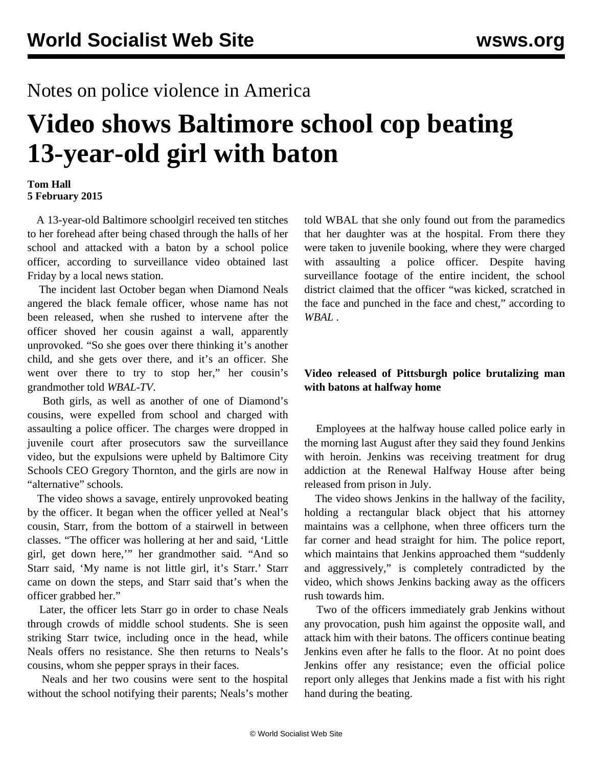Notes on police violence in America

# Video shows Baltimore school cop beating 13-year-old girl with baton

**Tom Hall**
**5 February 2015**

A 13-year-old Baltimore schoolgirl received ten stitches to her forehead after being chased through the halls of her school and attacked with a baton by a school police officer, according to surveillance video obtained last Friday by a local news station.

The incident last October began when Diamond Neals angered the black female officer, whose name has not been released, when she rushed to intervene after the officer shoved her cousin against a wall, apparently unprovoked. "So she goes over there thinking it's another child, and she gets over there, and it's an officer. She went over there to try to stop her," her cousin's grandmother told *WBAL-TV*.

Both girls, as well as another of one of Diamond's cousins, were expelled from school and charged with assaulting a police officer. The charges were dropped in juvenile court after prosecutors saw the surveillance video, but the expulsions were upheld by Baltimore City Schools CEO Gregory Thornton, and the girls are now in "alternative" schools.

The video shows a savage, entirely unprovoked beating by the officer. It began when the officer yelled at Neal's cousin, Starr, from the bottom of a stairwell in between classes. "The officer was hollering at her and said, 'Little girl, get down here,'" her grandmother said. "And so Starr said, 'My name is not little girl, it's Starr.' Starr came on down the steps, and Starr said that's when the officer grabbed her."

Later, the officer lets Starr go in order to chase Neals through crowds of middle school students. She is seen striking Starr twice, including once in the head, while Neals offers no resistance. She then returns to Neals's cousins, whom she pepper sprays in their faces.

Neals and her two cousins were sent to the hospital without the school notifying their parents; Neals's mother told WBAL that she only found out from the paramedics that her daughter was at the hospital. From there they were taken to juvenile booking, where they were charged with assaulting a police officer. Despite having surveillance footage of the entire incident, the school district claimed that the officer "was kicked, scratched in the face and punched in the face and chest," according to *WBAL* .

**Video released of Pittsburgh police brutalizing man with batons at halfway home**

Employees at the halfway house called police early in the morning last August after they said they found Jenkins with heroin. Jenkins was receiving treatment for drug addiction at the Renewal Halfway House after being released from prison in July.

The video shows Jenkins in the hallway of the facility, holding a rectangular black object that his attorney maintains was a cellphone, when three officers turn the far corner and head straight for him. The police report, which maintains that Jenkins approached them "suddenly and aggressively," is completely contradicted by the video, which shows Jenkins backing away as the officers rush towards him.

Two of the officers immediately grab Jenkins without any provocation, push him against the opposite wall, and attack him with their batons. The officers continue beating Jenkins even after he falls to the floor. At no point does Jenkins offer any resistance; even the official police report only alleges that Jenkins made a fist with his right hand during the beating.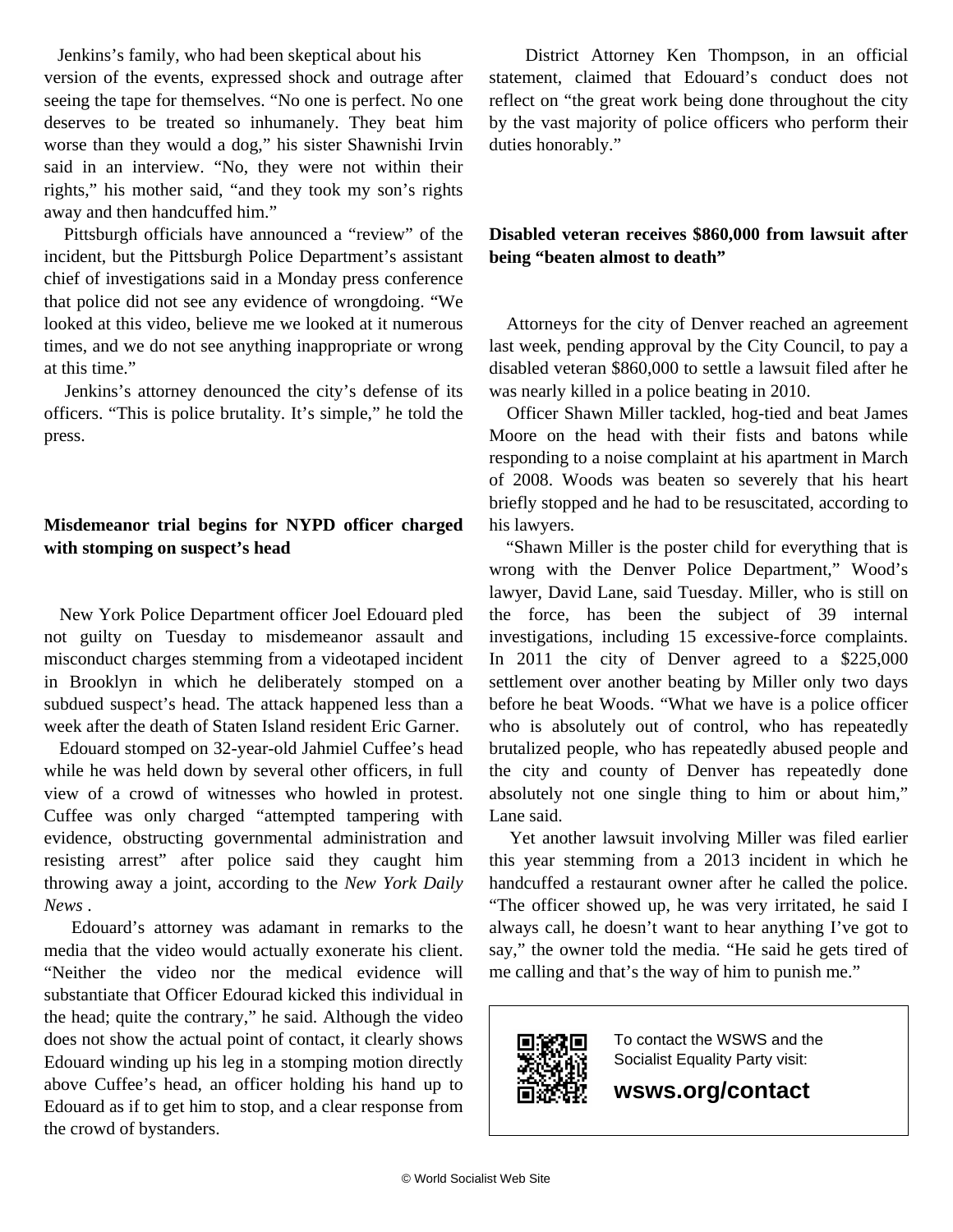Jenkins's family, who had been skeptical about his version of the events, expressed shock and outrage after seeing the tape for themselves. "No one is perfect. No one deserves to be treated so inhumanely. They beat him worse than they would a dog," his sister Shawnishi Irvin said in an interview. "No, they were not within their rights," his mother said, "and they took my son's rights away and then handcuffed him."

Pittsburgh officials have announced a "review" of the incident, but the Pittsburgh Police Department's assistant chief of investigations said in a Monday press conference that police did not see any evidence of wrongdoing. "We looked at this video, believe me we looked at it numerous times, and we do not see anything inappropriate or wrong at this time."

Jenkins's attorney denounced the city's defense of its officers. "This is police brutality. It's simple," he told the press.

## Misdemeanor trial begins for NYPD officer charged with stomping on suspect's head

New York Police Department officer Joel Edouard pled not guilty on Tuesday to misdemeanor assault and misconduct charges stemming from a videotaped incident in Brooklyn in which he deliberately stomped on a subdued suspect's head. The attack happened less than a week after the death of Staten Island resident Eric Garner.

Edouard stomped on 32-year-old Jahmiel Cuffee's head while he was held down by several other officers, in full view of a crowd of witnesses who howled in protest. Cuffee was only charged "attempted tampering with evidence, obstructing governmental administration and resisting arrest" after police said they caught him throwing away a joint, according to the *New York Daily News* .

Edouard's attorney was adamant in remarks to the media that the video would actually exonerate his client. "Neither the video nor the medical evidence will substantiate that Officer Edourad kicked this individual in the head; quite the contrary," he said. Although the video does not show the actual point of contact, it clearly shows Edouard winding up his leg in a stomping motion directly above Cuffee's head, an officer holding his hand up to Edouard as if to get him to stop, and a clear response from the crowd of bystanders.

District Attorney Ken Thompson, in an official statement, claimed that Edouard's conduct does not reflect on "the great work being done throughout the city by the vast majority of police officers who perform their duties honorably."

## Disabled veteran receives $860,000 from lawsuit after being "beaten almost to death"

Attorneys for the city of Denver reached an agreement last week, pending approval by the City Council, to pay a disabled veteran $860,000 to settle a lawsuit filed after he was nearly killed in a police beating in 2010.

Officer Shawn Miller tackled, hog-tied and beat James Moore on the head with their fists and batons while responding to a noise complaint at his apartment in March of 2008. Woods was beaten so severely that his heart briefly stopped and he had to be resuscitated, according to his lawyers.

"Shawn Miller is the poster child for everything that is wrong with the Denver Police Department," Wood's lawyer, David Lane, said Tuesday. Miller, who is still on the force, has been the subject of 39 internal investigations, including 15 excessive-force complaints. In 2011 the city of Denver agreed to a $225,000 settlement over another beating by Miller only two days before he beat Woods. "What we have is a police officer who is absolutely out of control, who has repeatedly brutalized people, who has repeatedly abused people and the city and county of Denver has repeatedly done absolutely not one single thing to him or about him," Lane said.

Yet another lawsuit involving Miller was filed earlier this year stemming from a 2013 incident in which he handcuffed a restaurant owner after he called the police. "The officer showed up, he was very irritated, he said I always call, he doesn't want to hear anything I've got to say," the owner told the media. "He said he gets tired of me calling and that's the way of him to punish me."

To contact the WSWS and the Socialist Equality Party visit:

**wsws.org/contact**